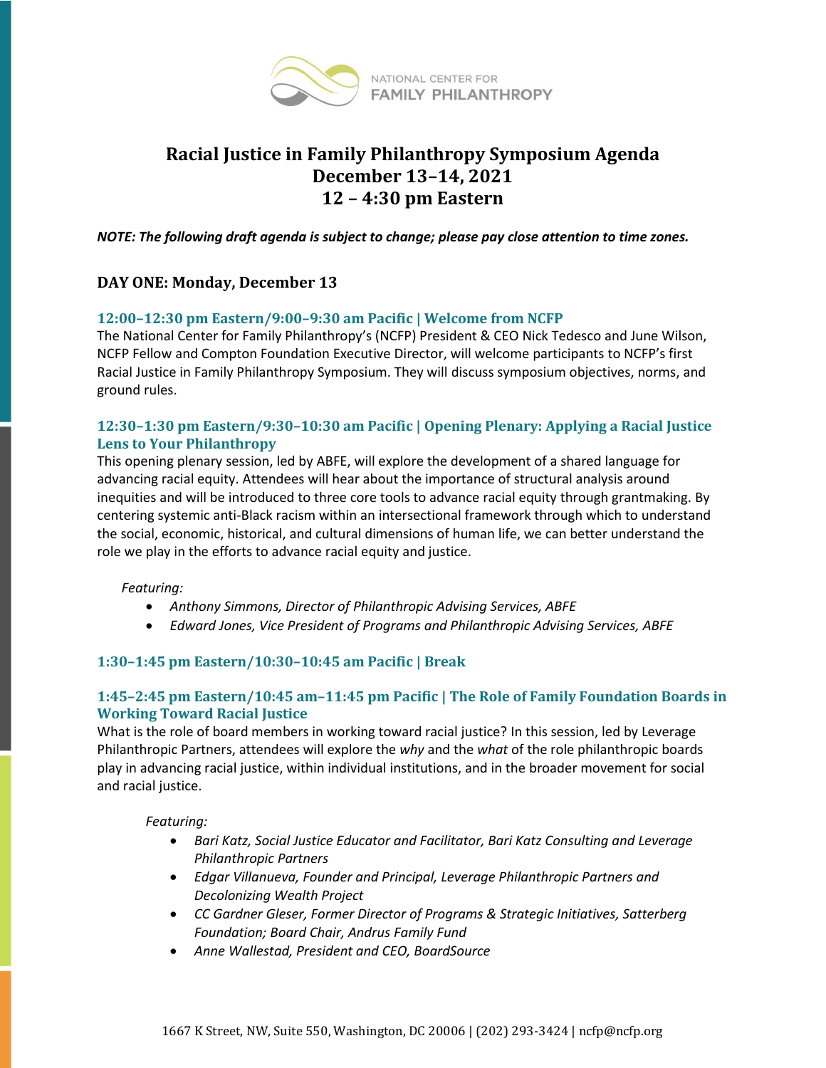NATIONAL CENTER FOR **FAMILY PHILANTHROPY**

# Racial Justice in Family Philanthropy Symposium Agenda
# December 13–14, 2021
# 12 – 4:30 pm Eastern

***NOTE: The following draft agenda is subject to change; please pay close attention to time zones.***

## DAY ONE: Monday, December 13

### 12:00–12:30 pm Eastern/9:00–9:30 am Pacific | Welcome from NCFP

The National Center for Family Philanthropy's (NCFP) President & CEO Nick Tedesco and June Wilson, NCFP Fellow and Compton Foundation Executive Director, will welcome participants to NCFP's first Racial Justice in Family Philanthropy Symposium. They will discuss symposium objectives, norms, and ground rules.

### 12:30–1:30 pm Eastern/9:30–10:30 am Pacific | Opening Plenary: Applying a Racial Justice Lens to Your Philanthropy

This opening plenary session, led by ABFE, will explore the development of a shared language for advancing racial equity. Attendees will hear about the importance of structural analysis around inequities and will be introduced to three core tools to advance racial equity through grantmaking. By centering systemic anti-Black racism within an intersectional framework through which to understand the social, economic, historical, and cultural dimensions of human life, we can better understand the role we play in the efforts to advance racial equity and justice.

*Featuring:*

- *Anthony Simmons, Director of Philanthropic Advising Services, ABFE*
- *Edward Jones, Vice President of Programs and Philanthropic Advising Services, ABFE*

### 1:30–1:45 pm Eastern/10:30–10:45 am Pacific | Break

### 1:45–2:45 pm Eastern/10:45 am–11:45 pm Pacific | The Role of Family Foundation Boards in Working Toward Racial Justice

What is the role of board members in working toward racial justice? In this session, led by Leverage Philanthropic Partners, attendees will explore the *why* and the *what* of the role philanthropic boards play in advancing racial justice, within individual institutions, and in the broader movement for social and racial justice.

*Featuring:*

- *Bari Katz, Social Justice Educator and Facilitator, Bari Katz Consulting and Leverage Philanthropic Partners*
- *Edgar Villanueva, Founder and Principal, Leverage Philanthropic Partners and Decolonizing Wealth Project*
- *CC Gardner Gleser, Former Director of Programs & Strategic Initiatives, Satterberg Foundation; Board Chair, Andrus Family Fund*
- *Anne Wallestad, President and CEO, BoardSource*

1667 K Street, NW, Suite 550, Washington, DC 20006 | (202) 293-3424 | ncfp@ncfp.org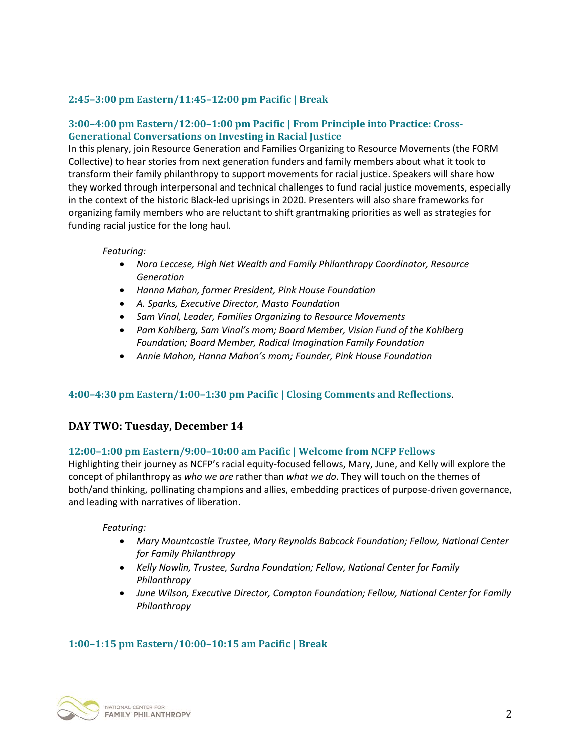### 2:45–3:00 pm Eastern/11:45–12:00 pm Pacific | Break

### 3:00–4:00 pm Eastern/12:00–1:00 pm Pacific | From Principle into Practice: Cross-Generational Conversations on Investing in Racial Justice

In this plenary, join Resource Generation and Families Organizing to Resource Movements (the FORM Collective) to hear stories from next generation funders and family members about what it took to transform their family philanthropy to support movements for racial justice. Speakers will share how they worked through interpersonal and technical challenges to fund racial justice movements, especially in the context of the historic Black-led uprisings in 2020. Presenters will also share frameworks for organizing family members who are reluctant to shift grantmaking priorities as well as strategies for funding racial justice for the long haul.

*Featuring:*

- *Nora Leccese, High Net Wealth and Family Philanthropy Coordinator, Resource Generation*
- *Hanna Mahon, former President, Pink House Foundation*
- *A. Sparks, Executive Director, Masto Foundation*
- *Sam Vinal, Leader, Families Organizing to Resource Movements*
- *Pam Kohlberg, Sam Vinal's mom; Board Member, Vision Fund of the Kohlberg Foundation; Board Member, Radical Imagination Family Foundation*
- *Annie Mahon, Hanna Mahon's mom; Founder, Pink House Foundation*

### 4:00–4:30 pm Eastern/1:00–1:30 pm Pacific | Closing Comments and Reflections.

## DAY TWO: Tuesday, December 14

### 12:00–1:00 pm Eastern/9:00–10:00 am Pacific | Welcome from NCFP Fellows

Highlighting their journey as NCFP's racial equity-focused fellows, Mary, June, and Kelly will explore the concept of philanthropy as *who we are* rather than *what we do*. They will touch on the themes of both/and thinking, pollinating champions and allies, embedding practices of purpose-driven governance, and leading with narratives of liberation.

*Featuring:*

- *Mary Mountcastle Trustee, Mary Reynolds Babcock Foundation; Fellow, National Center for Family Philanthropy*
- *Kelly Nowlin, Trustee, Surdna Foundation; Fellow, National Center for Family Philanthropy*
- *June Wilson, Executive Director, Compton Foundation; Fellow, National Center for Family Philanthropy*

### 1:00–1:15 pm Eastern/10:00–10:15 am Pacific | Break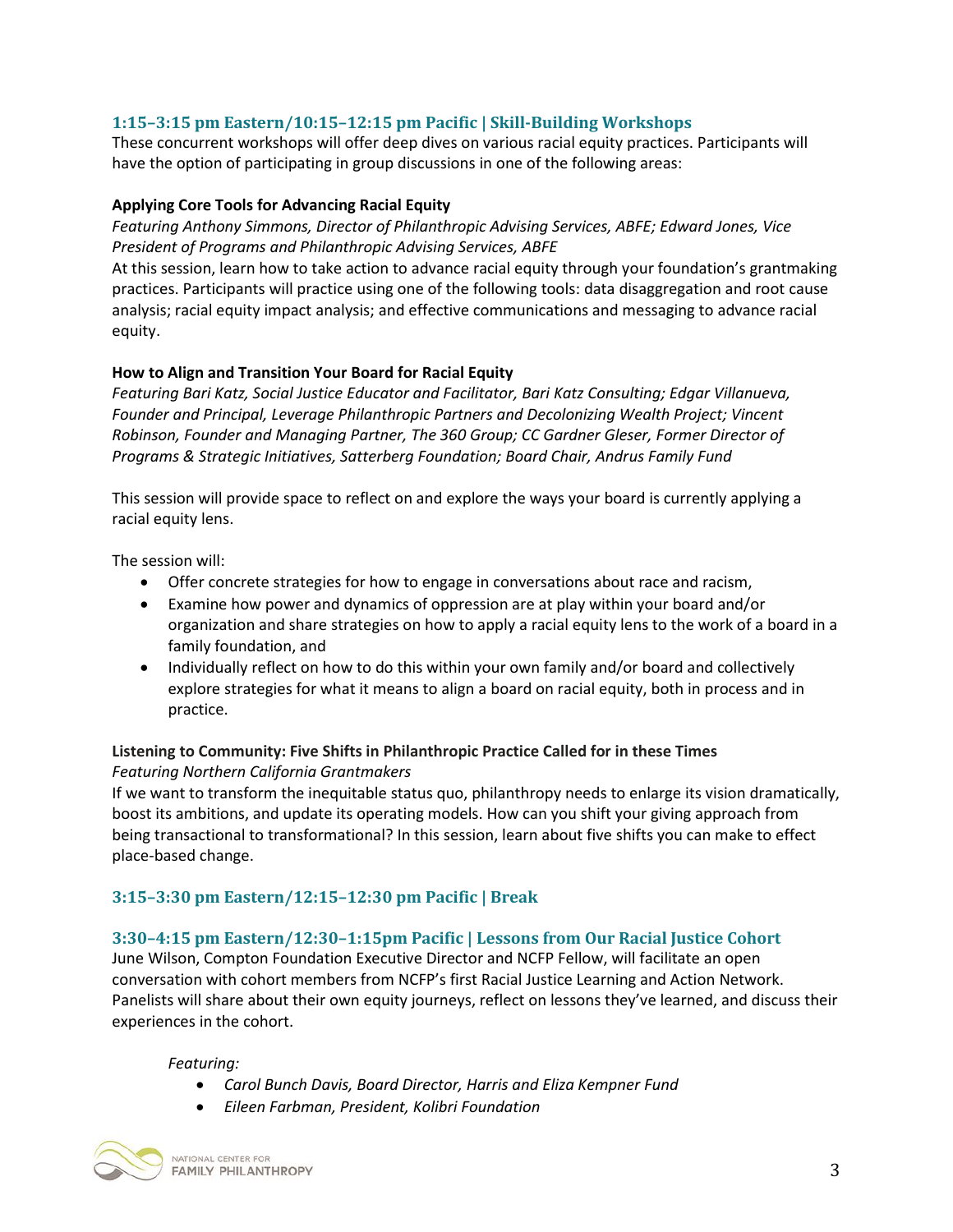## 1:15–3:15 pm Eastern/10:15–12:15 pm Pacific | Skill-Building Workshops

These concurrent workshops will offer deep dives on various racial equity practices. Participants will have the option of participating in group discussions in one of the following areas:

**Applying Core Tools for Advancing Racial Equity**

*Featuring Anthony Simmons, Director of Philanthropic Advising Services, ABFE; Edward Jones, Vice President of Programs and Philanthropic Advising Services, ABFE*

At this session, learn how to take action to advance racial equity through your foundation's grantmaking practices. Participants will practice using one of the following tools: data disaggregation and root cause analysis; racial equity impact analysis; and effective communications and messaging to advance racial equity.

**How to Align and Transition Your Board for Racial Equity**

*Featuring Bari Katz, Social Justice Educator and Facilitator, Bari Katz Consulting; Edgar Villanueva, Founder and Principal, Leverage Philanthropic Partners and Decolonizing Wealth Project; Vincent Robinson, Founder and Managing Partner, The 360 Group; CC Gardner Gleser, Former Director of Programs & Strategic Initiatives, Satterberg Foundation; Board Chair, Andrus Family Fund*

This session will provide space to reflect on and explore the ways your board is currently applying a racial equity lens.

The session will:

- Offer concrete strategies for how to engage in conversations about race and racism,
- Examine how power and dynamics of oppression are at play within your board and/or organization and share strategies on how to apply a racial equity lens to the work of a board in a family foundation, and
- Individually reflect on how to do this within your own family and/or board and collectively explore strategies for what it means to align a board on racial equity, both in process and in practice.

**Listening to Community: Five Shifts in Philanthropic Practice Called for in these Times**

*Featuring Northern California Grantmakers*

If we want to transform the inequitable status quo, philanthropy needs to enlarge its vision dramatically, boost its ambitions, and update its operating models. How can you shift your giving approach from being transactional to transformational? In this session, learn about five shifts you can make to effect place-based change.

## 3:15–3:30 pm Eastern/12:15–12:30 pm Pacific | Break

## 3:30–4:15 pm Eastern/12:30–1:15pm Pacific | Lessons from Our Racial Justice Cohort

June Wilson, Compton Foundation Executive Director and NCFP Fellow, will facilitate an open conversation with cohort members from NCFP's first Racial Justice Learning and Action Network. Panelists will share about their own equity journeys, reflect on lessons they've learned, and discuss their experiences in the cohort.

*Featuring:*

- *Carol Bunch Davis, Board Director, Harris and Eliza Kempner Fund*
- *Eileen Farbman, President, Kolibri Foundation*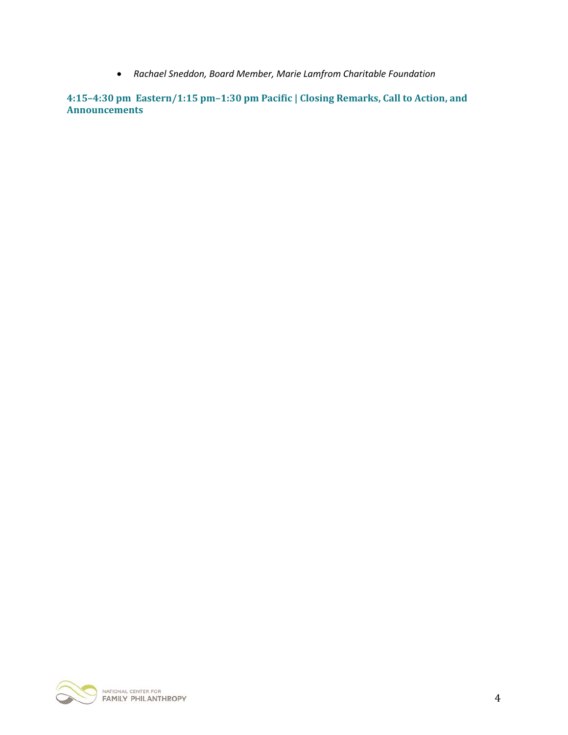- *Rachael Sneddon, Board Member, Marie Lamfrom Charitable Foundation*

### 4:15–4:30 pm Eastern/1:15 pm–1:30 pm Pacific | Closing Remarks, Call to Action, and Announcements